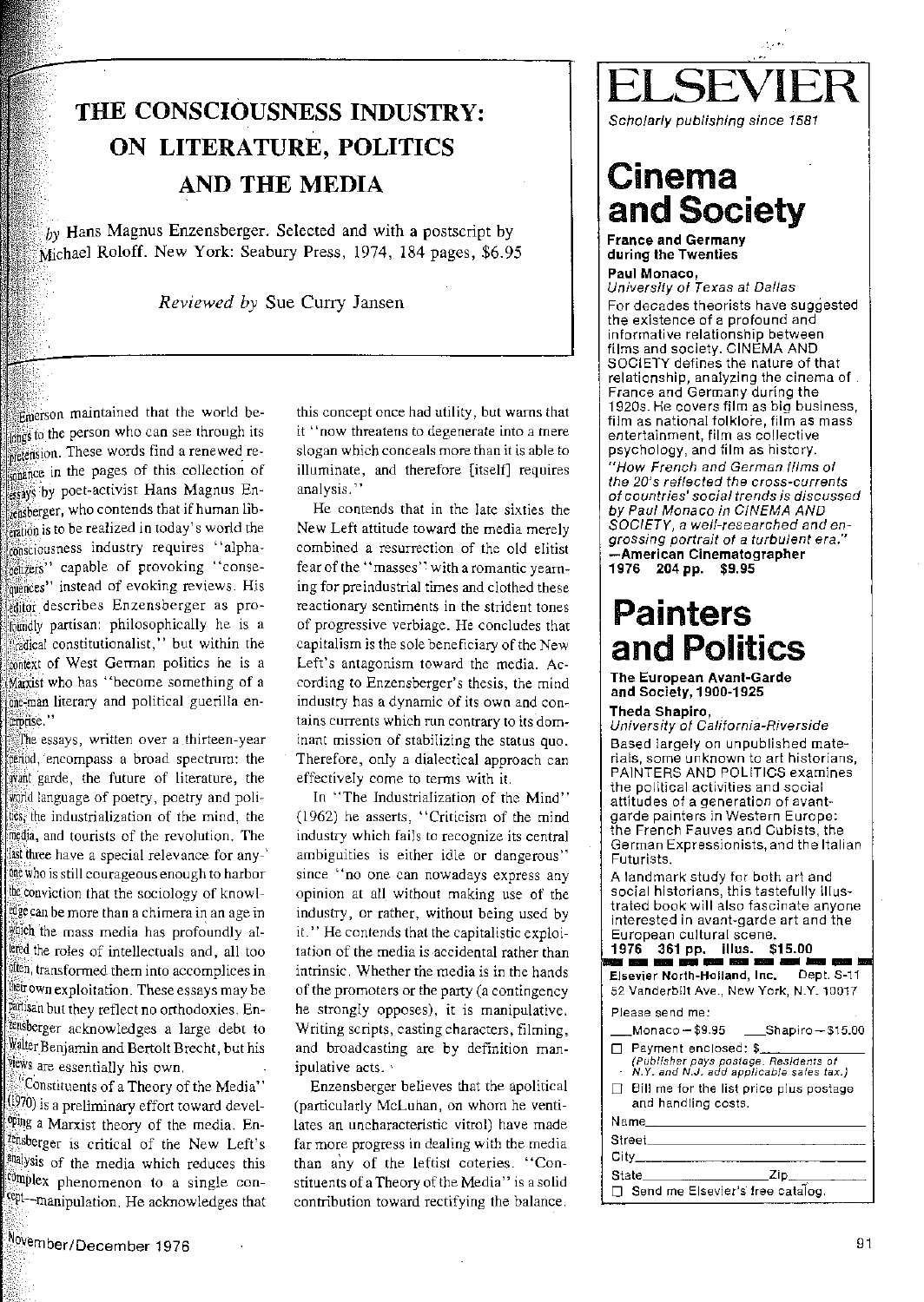# THE CONSCIOUSNESS INDUSTRY: ON LITERATURE, POLITICS AND THE MEDIA

*by* Hans Magnus Enzensberger. Selected and with a postscript by Michael Roloff. New York: Seabury Press, 1974, 184 pages, $6.95

*Reviewed by* Sue Curry Jansen

Emerson maintained that the world belongs to the person who can see through its pretension. These words find a renewed resonance in the pages of this collection of essays by poet-activist Hans Magnus Enzensberger, who contends that if human liberation is to be realized in today's world the consciousness industry requires "alphabetizers" capable of provoking "consequences" instead of evoking reviews. His editor describes Enzensberger as profoundly partisan: philosophically he is a "radical constitutionalist," but within the context of West German politics he is a Marxist who has "become something of a one-man literary and political guerilla enterprise."

The essays, written over a thirteen-year period, encompass a broad spectrum: the avant garde, the future of literature, the world language of poetry, poetry and politics, the industrialization of the mind, the media, and tourists of the revolution. The last three have a special relevance for anyone who is still courageous enough to harbor the conviction that the sociology of knowledge can be more than a chimera in an age in which the mass media has profoundly altered the roles of intellectuals and, all too often, transformed them into accomplices in their own exploitation. These essays may be partisan but they reflect no orthodoxies. Enzensberger acknowledges a large debt to Walter Benjamin and Bertolt Brecht, but his views are essentially his own.

"Constituents of a Theory of the Media" (1970) is a preliminary effort toward developing a Marxist theory of the media. Enzensberger is critical of the New Left's analysis of the media which reduces this complex phenomenon to a single concept—manipulation. He acknowledges that this concept once had utility, but warns that it "now threatens to degenerate into a mere slogan which conceals more than it is able to illuminate, and therefore [itself] requires analysis."

He contends that in the late sixties the New Left attitude toward the media merely combined a resurrection of the old elitist fear of the "masses" with a romantic yearning for preindustrial times and clothed these reactionary sentiments in the strident tones of progressive verbiage. He concludes that capitalism is the sole beneficiary of the New Left's antagonism toward the media. According to Enzensberger's thesis, the mind industry has a dynamic of its own and contains currents which run contrary to its dominant mission of stabilizing the status quo. Therefore, only a dialectical approach can effectively come to terms with it.

In "The Industrialization of the Mind" (1962) he asserts, "Criticism of the mind industry which fails to recognize its central ambiguities is either idle or dangerous" since "no one can nowadays express any opinion at all without making use of the industry, or rather, without being used by it." He contends that the capitalistic exploitation of the media is accidental rather than intrinsic. Whether the media is in the hands of the promoters or the party (a contingency he strongly opposes), it is manipulative. Writing scripts, casting characters, filming, and broadcasting are by definition manipulative acts.

Enzensberger believes that the apolitical (particularly McLuhan, on whom he ventilates an uncharacteristic vitrol) have made far more progress in dealing with the media than any of the leftist coteries. "Constituents of a Theory of the Media" is a solid contribution toward rectifying the balance.

---

# ELSEVIER

*Scholarly publishing since 1581*

## Cinema and Society

**France and Germany during the Twenties**

**Paul Monaco,**
*University of Texas at Dallas*

For decades theorists have suggested the existence of a profound and informative relationship between films and society. CINEMA AND SOCIETY defines the nature of that relationship, analyzing the cinema of France and Germany during the 1920s. He covers film as big business, film as national folklore, film as mass entertainment, film as collective psychology, and film as history.

*"How French and German films of the 20's reflected the cross-currents of countries' social trends is discussed by Paul Monaco in CINEMA AND SOCIETY, a well-researched and engrossing portrait of a turbulent era."*
**—American Cinematographer**

**1976 204 pp. $9.95**

## Painters and Politics

**The European Avant-Garde and Society, 1900-1925**

**Theda Shapiro,**
*University of California-Riverside*

Based largely on unpublished materials, some unknown to art historians, PAINTERS AND POLITICS examines the political activities and social attitudes of a generation of avant-garde painters in Western Europe: the French Fauves and Cubists, the German Expressionists, and the Italian Futurists.

A landmark study for both art and social historians, this tastefully illustrated book will also fascinate anyone interested in avant-garde art and the European cultural scene.

**1976 361 pp. illus. $15.00**

**Elsevier North-Holland, Inc.** Dept. S-11
52 Vanderbilt Ave., New York, N.Y. 10017

Please send me:

___Monaco—$9.95 ___Shapiro—$15.00

☐ Payment enclosed: $______
*(Publisher pays postage. Residents of N.Y. and N.J. add applicable sales tax.)*

☐ Bill me for the list price plus postage and handling costs.

Name______
Street______
City______
State______ Zip______

☐ Send me Elsevier's free catalog.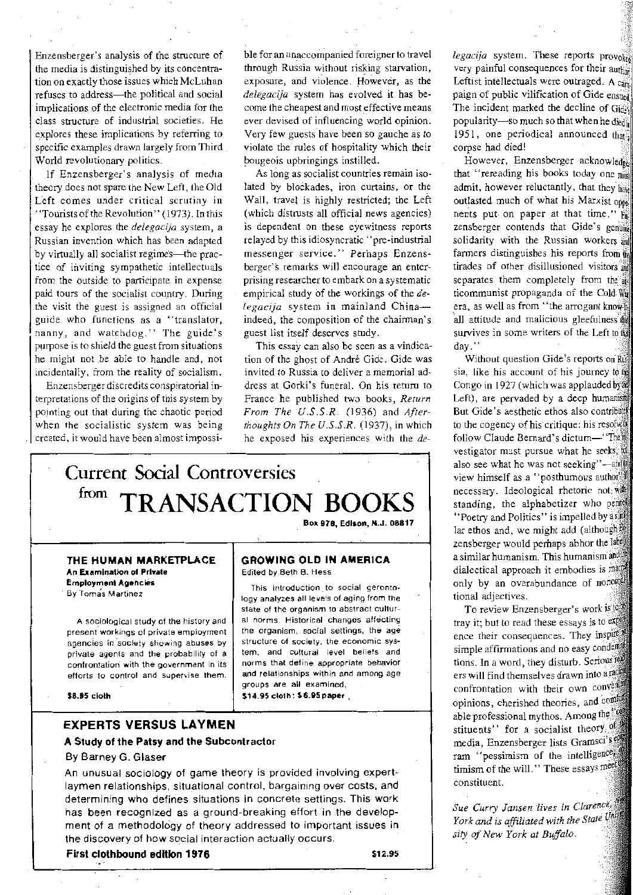Enzensberger's analysis of the structure of the media is distinguished by its concentration on exactly those issues which McLuhan refuses to address—the political and social implications of the electronic media for the class structure of industrial societies. He explores these implications by referring to specific examples drawn largely from Third World revolutionary politics.

If Enzensberger's analysis of media theory does not spare the New Left, the Old Left comes under critical scrutiny in "Tourists of the Revolution" (1973). In this essay he explores the *delegacija* system, a Russian invention which has been adapted by virtually all socialist regimes—the practice of inviting sympathetic intellectuals from the outside to participate in expense paid tours of the socialist country. During the visit the guest is assigned an official guide who functions as a "translator, nanny, and watchdog." The guide's purpose is to shield the guest from situations he might not be able to handle and, not incidentally, from the reality of socialism.

Enzensberger discredits conspiratorial interpretations of the origins of this system by pointing out that during the chaotic period when the socialistic system was being created, it would have been almost impossible for an unaccompanied foreigner to travel through Russia without risking starvation, exposure, and violence. However, as the *delegacija* system has evolved it has become the cheapest and most effective means ever devised of influencing world opinion. Very few guests have been so gauche as to violate the rules of hospitality which their bougeois upbringings instilled.

As long as socialist countries remain isolated by blockades, iron curtains, or the Wall, travel is highly restricted; the Left (which distrusts all official news agencies) is dependent on these eyewitness reports relayed by this idiosyncratic "pre-industrial messenger service." Perhaps Enzensberger's remarks will encourage an enterprising researcher to embark on a systematic empirical study of the workings of the *delegacija* system in mainland China—indeed, the composition of the chairman's guest list itself deserves study.

This essay can also be seen as a vindication of the ghost of André Gide. Gide was invited to Russia to deliver a memorial address at Gorki's funeral. On his return to France he published two books, *Return From The U.S.S.R.* (1936) and *Afterthoughts On The U.S.S.R.* (1937), in which he exposed his experiences with the *delegacija* system. These reports provoked very painful consequences for their author. Leftist intellectuals were outraged. A campaign of public vilification of Gide ensued. The incident marked the decline of Gide's popularity—so much so that when he died in 1951, one periodical announced that a corpse had died!

However, Enzensberger acknowledges that "rereading his books today one must admit, however reluctantly, that they have outlasted much of what his Marxist opponents put on paper at that time." Enzensberger contends that Gide's genuine solidarity with the Russian workers and farmers distinguishes his reports from the tirades of other disillusioned visitors and separates them completely from the anticommunist propaganda of the Cold War era, as well as from "the arrogant know-it-all attitude and malicious gleefulness that survives in some writers of the Left to this day."

Without question Gide's reports on Russia, like his account of his journey to the Congo in 1927 (which was applauded by the Left), are pervaded by a deep humanism. But Gide's aesthetic ethos also contributed to the cogency of his critique: his resolve to follow Claude Bernard's dictum—"The investigator must pursue what he seeks, but also see what he was not seeking"—and to view himself as a "posthumous author" if necessary. Ideological rhetoric notwithstanding, the alphabetizer who penned "Poetry and Politics" is impelled by a similar ethos and, we might add (although Enzensberger would perhaps abhor the label), a similar humanism. This humanism and the dialectical approach it embodies is marred only by an overabundance of nonconventional adjectives.

To review Enzensberger's work is to betray it; but to read these essays is to experience their consequences. They inspire no simple affirmations and no easy condemnations. In a word, they disturb. Serious readers will find themselves drawn into a radical confrontation with their own conventional opinions, cherished theories, and comfortable professional mythos. Among the "constituents" for a socialist theory of the media, Enzensberger lists Gramsci's epigram "pessimism of the intelligence, optimism of the will." These essays meet this constituent.

*Sue Curry Jansen lives in Clarence, New York and is affiliated with the State University of New York at Buffalo.*

# Current Social Controversies from TRANSACTION BOOKS

**Box 978, Edison, N.J. 08817**

### THE HUMAN MARKETPLACE
**An Examination of Private Employment Agencies**
By Tomás Martinez

A sociological study of the history and present workings of private employment agencies in society showing abuses by private agents and the probability of a confrontation with the government in its efforts to control and supervise them.

**$8.95 cloth**

### GROWING OLD IN AMERICA
Edited by Beth B. Hess

This introduction to social gerontology analyzes all levels of aging from the state of the organism to abstract cultural norms. Historical changes affecting the organism, social settings, the age structure of society, the economic system, and cultural level beliefs and norms that define appropriate behavior and relationships within and among age groups are all examined.

**$14.95 cloth: $6.95 paper**

### EXPERTS VERSUS LAYMEN
**A Study of the Patsy and the Subcontractor**
By Barney G. Glaser

An unusual sociology of game theory is provided involving expert-laymen relationships, situational control, bargaining over costs, and determining who defines situations in concrete settings. This work has been recognized as a ground-breaking effort in the development of a methodology of theory addressed to important issues in the discovery of how social interaction actually occurs.

**First clothbound edition 1976** $12.95